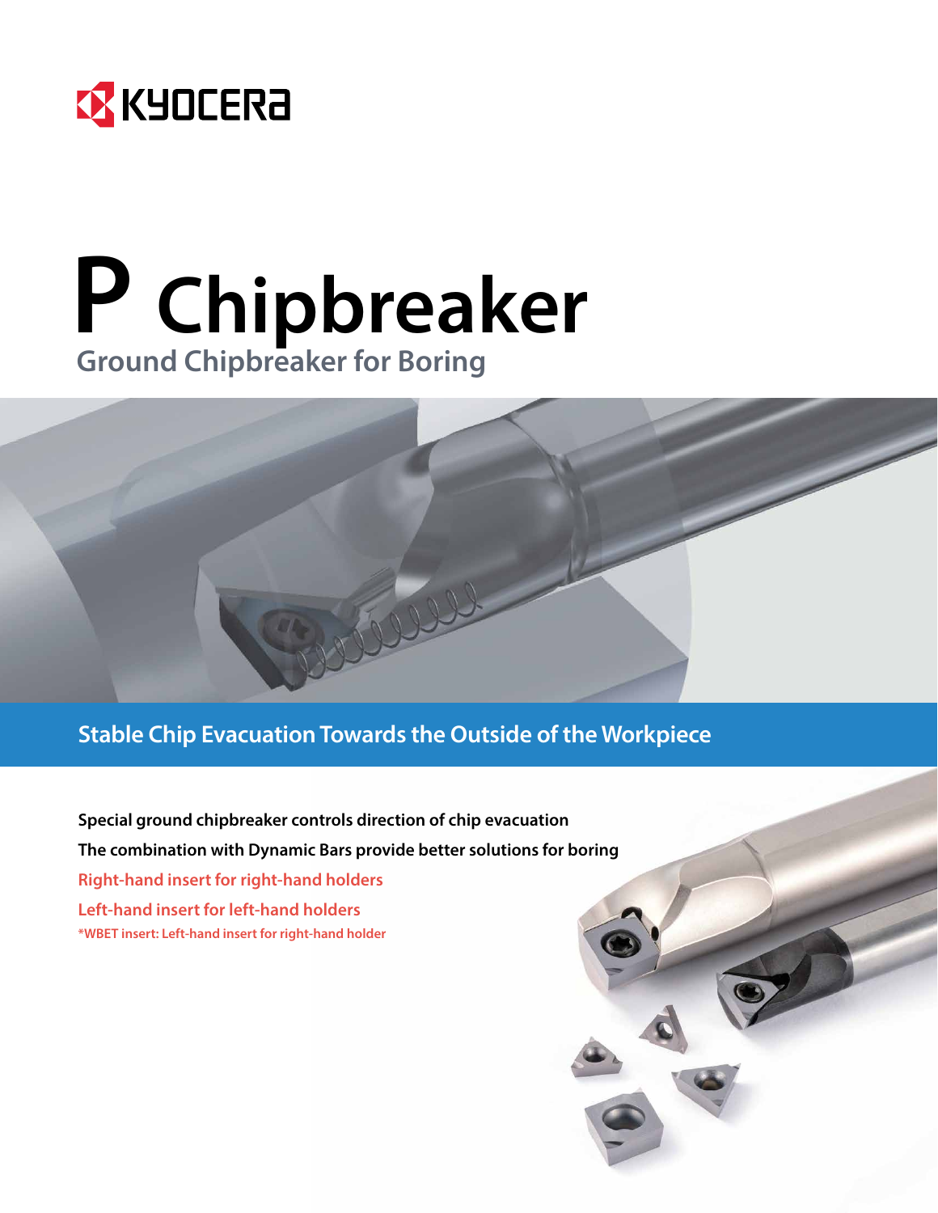KYOCERA

# P Chipbreaker

## Ground Chipbreaker for Boring

### Stable Chip Evacuation Towards the Outside of the Workpiece

**Special ground chipbreaker controls direction of chip evacuation**

**The combination with Dynamic Bars provide better solutions for boring**

**Right-hand insert for right-hand holders**

**Left-hand insert for left-hand holders**

***WBET insert: Left-hand insert for right-hand holder**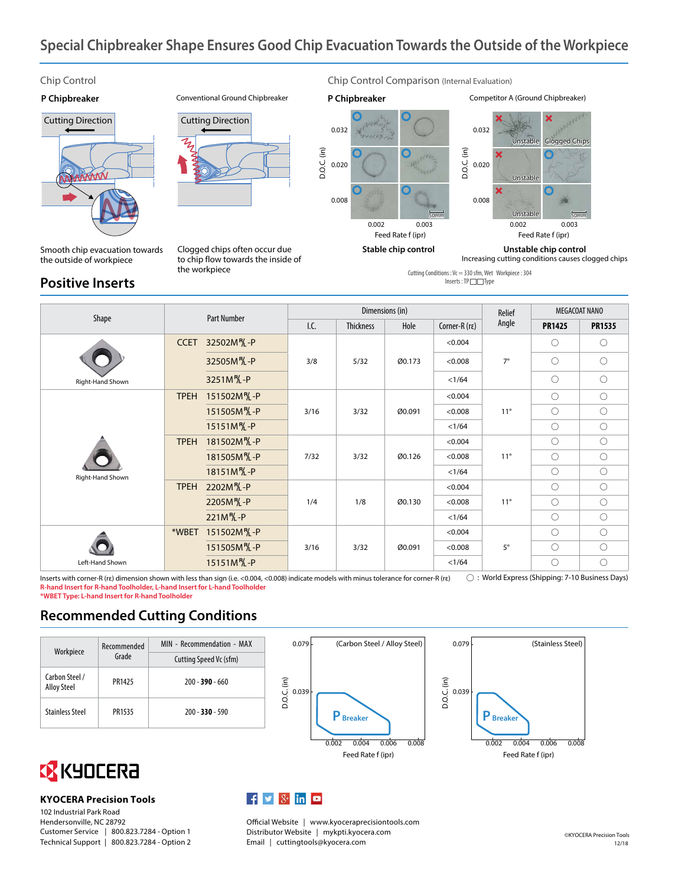# Special Chipbreaker Shape Ensures Good Chip Evacuation Towards the Outside of the Workpiece

## Chip Control

**P Chipbreaker**

Cutting Direction

Smooth chip evacuation towards the outside of workpiece

Conventional Ground Chipbreaker

Cutting Direction

Clogged chips often occur due to chip flow towards the inside of the workpiece

## Chip Control Comparison (Internal Evaluation)

**P Chipbreaker**

D.O.C. (in)

0.032

0.020

0.008

0.002 0.003

Feed Rate f (ipr)

50mm

**Stable chip control**

Competitor A (Ground Chipbreaker)

D.O.C. (in)

0.032

0.020

0.008

Unstable

Clogged Chips

Unstable

Unstable

0.002 0.003

Feed Rate f (ipr)

50mm

**Unstable chip control**

Increasing cutting conditions causes clogged chips

Cutting Conditions : Vc = 330 sfm, Wet Workpiece : 304
Inserts : TP□□Type

## Positive Inserts

| Shape | Part Number | | Dimensions (in) | | | | Relief Angle | MEGACOAT NANO | |
|---|---|---|---|---|---|---|---|---|---|
| | | | I.C. | Thickness | Hole | Corner-R (rε) | | PR1425 | PR1535 |
| Right-Hand Shown | CCET | 32502MR/L-P | 3/8 | 5/32 | Ø0.173 | <0.004 | 7° | ○ | ○ |
| | | 32505MR/L-P | | | | <0.008 | | ○ | ○ |
| | | 3251MR/L-P | | | | <1/64 | | ○ | ○ |
| Right-Hand Shown | TPEH | 151502MR/L-P | 3/16 | 3/32 | Ø0.091 | <0.004 | 11° | ○ | ○ |
| | | 151505MR/L-P | | | | <0.008 | | ○ | ○ |
| | | 15151MR/L-P | | | | <1/64 | | ○ | ○ |
| | TPEH | 181502MR/L-P | 7/32 | 3/32 | Ø0.126 | <0.004 | 11° | ○ | ○ |
| | | 181505MR/L-P | | | | <0.008 | | ○ | ○ |
| | | 18151MR/L-P | | | | <1/64 | | ○ | ○ |
| | TPEH | 2202MR/L-P | 1/4 | 1/8 | Ø0.130 | <0.004 | 11° | ○ | ○ |
| | | 2205MR/L-P | | | | <0.008 | | ○ | ○ |
| | | 221MR/L-P | | | | <1/64 | | ○ | ○ |
| Left-Hand Shown | *WBET | 151502MR/L-P | 3/16 | 3/32 | Ø0.091 | <0.004 | 5° | ○ | ○ |
| | | 151505MR/L-P | | | | <0.008 | | ○ | ○ |
| | | 15151MR/L-P | | | | <1/64 | | ○ | ○ |

Inserts with corner-R (rε) dimension shown with less than sign (i.e. <0.004, <0.008) indicate models with minus tolerance for corner-R (rε)

○ : World Express (Shipping: 7-10 Business Days)

**R-hand Insert for R-hand Toolholder, L-hand Insert for L-hand Toolholder**
***WBET Type: L-hand Insert for R-hand Toolholder**

## Recommended Cutting Conditions

| Workpiece | Recommended Grade | MIN - Recommendation - MAX |
|---|---|---|
| | | Cutting Speed Vc (sfm) |
| Carbon Steel / Alloy Steel | PR1425 | 200 - **390** - 660 |
| Stainless Steel | PR1535 | 200 - **330** - 590 |

(Carbon Steel / Alloy Steel)

D.O.C. (in)

0.079

0.039

P Breaker

0.002 0.004 0.006 0.008

Feed Rate f (ipr)

(Stainless Steel)

D.O.C. (in)

0.079

0.039

P Breaker

0.002 0.004 0.006 0.008

Feed Rate f (ipr)

KYOCERA

**KYOCERA Precision Tools**

102 Industrial Park Road
Hendersonville, NC 28792
Customer Service | 800.823.7284 - Option 1
Technical Support | 800.823.7284 - Option 2

Official Website | www.kyoceraprecisiontools.com
Distributor Website | mykpti.kyocera.com
Email | cuttingtools@kyocera.com

©KYOCERA Precision Tools
12/18